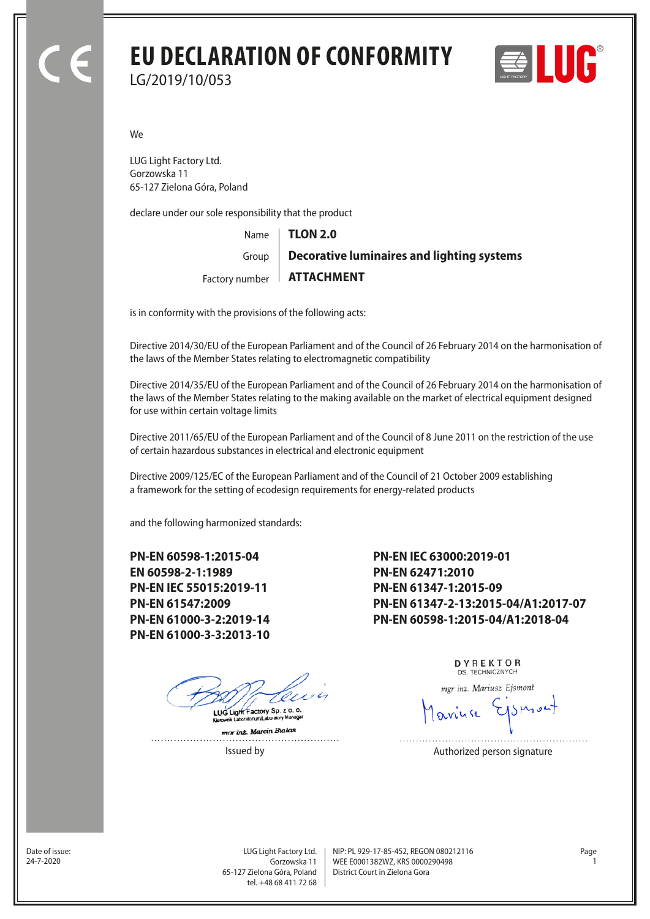# EU DECLARATION OF CONFORMITY

LG/2019/10/053

We

LUG Light Factory Ltd.
Gorzowska 11
65-127 Zielona Góra, Poland

declare under our sole responsibility that the product

| | |
|---|---|
| Name | **TLON 2.0** |
| Group | **Decorative luminaires and lighting systems** |
| Factory number | **ATTACHMENT** |

is in conformity with the provisions of the following acts:

Directive 2014/30/EU of the European Parliament and of the Council of 26 February 2014 on the harmonisation of the laws of the Member States relating to electromagnetic compatibility

Directive 2014/35/EU of the European Parliament and of the Council of 26 February 2014 on the harmonisation of the laws of the Member States relating to the making available on the market of electrical equipment designed for use within certain voltage limits

Directive 2011/65/EU of the European Parliament and of the Council of 8 June 2011 on the restriction of the use of certain hazardous substances in electrical and electronic equipment

Directive 2009/125/EC of the European Parliament and of the Council of 21 October 2009 establishing a framework for the setting of ecodesign requirements for energy-related products

and the following harmonized standards:

**PN-EN 60598-1:2015-04**
**EN 60598-2-1:1989**
**PN-EN IEC 55015:2019-11**
**PN-EN 61547:2009**
**PN-EN 61000-3-2:2019-14**
**PN-EN 61000-3-3:2013-10**
**PN-EN IEC 63000:2019-01**
**PN-EN 62471:2010**
**PN-EN 61347-1:2015-09**
**PN-EN 61347-2-13:2015-04/A1:2017-07**
**PN-EN 60598-1:2015-04/A1:2018-04**

LUG Light Factory Sp. z o. o.
Kierownik Laboratorium/Laboratory Manager
mgr inż. Marcin Białas

Issued by

DYREKTOR
DS. TECHNICZNYCH
mgr inż. Mariusz Ejsmont

Authorized person signature

Date of issue:
24-7-2020

LUG Light Factory Ltd.
Gorzowska 11
65-127 Zielona Góra, Poland
tel. +48 68 411 72 68

NIP: PL 929-17-85-452, REGON 080212116
WEE E0001382WZ, KRS 0000290498
District Court in Zielona Gora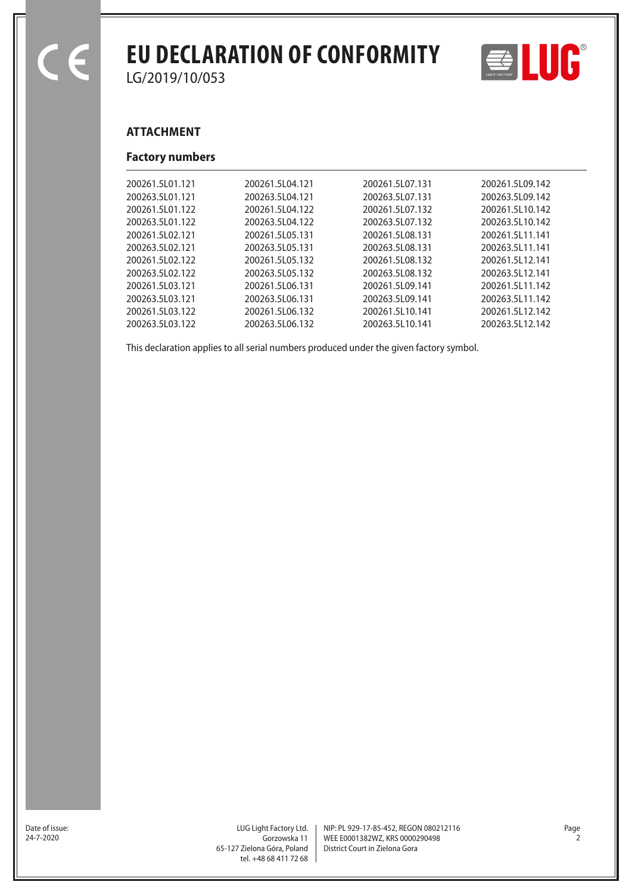# EU DECLARATION OF CONFORMITY

LG/2019/10/053

## ATTACHMENT

### Factory numbers

| | | | |
|---|---|---|---|
| 200261.5L01.121 | 200261.5L04.121 | 200261.5L07.131 | 200261.5L09.142 |
| 200263.5L01.121 | 200263.5L04.121 | 200263.5L07.131 | 200263.5L09.142 |
| 200261.5L01.122 | 200261.5L04.122 | 200261.5L07.132 | 200261.5L10.142 |
| 200263.5L01.122 | 200263.5L04.122 | 200263.5L07.132 | 200263.5L10.142 |
| 200261.5L02.121 | 200261.5L05.131 | 200261.5L08.131 | 200261.5L11.141 |
| 200263.5L02.121 | 200263.5L05.131 | 200263.5L08.131 | 200263.5L11.141 |
| 200261.5L02.122 | 200261.5L05.132 | 200261.5L08.132 | 200261.5L12.141 |
| 200263.5L02.122 | 200263.5L05.132 | 200263.5L08.132 | 200263.5L12.141 |
| 200261.5L03.121 | 200261.5L06.131 | 200261.5L09.141 | 200261.5L11.142 |
| 200263.5L03.121 | 200263.5L06.131 | 200263.5L09.141 | 200263.5L11.142 |
| 200261.5L03.122 | 200261.5L06.132 | 200261.5L10.141 | 200261.5L12.142 |
| 200263.5L03.122 | 200263.5L06.132 | 200263.5L10.141 | 200263.5L12.142 |

This declaration applies to all serial numbers produced under the given factory symbol.

Date of issue:
24-7-2020

LUG Light Factory Ltd.
Gorzowska 11
65-127 Zielona Góra, Poland
tel. +48 68 411 72 68

NIP: PL 929-17-85-452, REGON 080212116
WEE E0001382WZ, KRS 0000290498
District Court in Zielona Gora